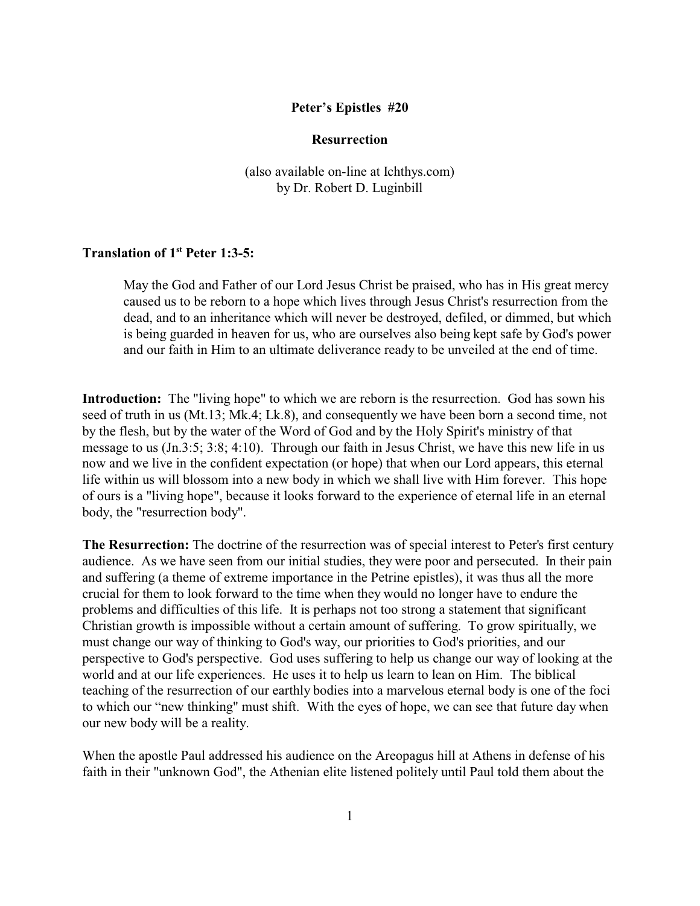**Peter's Epistles #20**

**Resurrection**

(also available on-line at Ichthys.com)
by Dr. Robert D. Luginbill

**Translation of 1st Peter 1:3-5:**

> May the God and Father of our Lord Jesus Christ be praised, who has in His great mercy caused us to be reborn to a hope which lives through Jesus Christ's resurrection from the dead, and to an inheritance which will never be destroyed, defiled, or dimmed, but which is being guarded in heaven for us, who are ourselves also being kept safe by God's power and our faith in Him to an ultimate deliverance ready to be unveiled at the end of time.

**Introduction:** The "living hope" to which we are reborn is the resurrection. God has sown his seed of truth in us (Mt.13; Mk.4; Lk.8), and consequently we have been born a second time, not by the flesh, but by the water of the Word of God and by the Holy Spirit's ministry of that message to us (Jn.3:5; 3:8; 4:10). Through our faith in Jesus Christ, we have this new life in us now and we live in the confident expectation (or hope) that when our Lord appears, this eternal life within us will blossom into a new body in which we shall live with Him forever. This hope of ours is a "living hope", because it looks forward to the experience of eternal life in an eternal body, the "resurrection body".

**The Resurrection:** The doctrine of the resurrection was of special interest to Peter's first century audience. As we have seen from our initial studies, they were poor and persecuted. In their pain and suffering (a theme of extreme importance in the Petrine epistles), it was thus all the more crucial for them to look forward to the time when they would no longer have to endure the problems and difficulties of this life. It is perhaps not too strong a statement that significant Christian growth is impossible without a certain amount of suffering. To grow spiritually, we must change our way of thinking to God's way, our priorities to God's priorities, and our perspective to God's perspective. God uses suffering to help us change our way of looking at the world and at our life experiences. He uses it to help us learn to lean on Him. The biblical teaching of the resurrection of our earthly bodies into a marvelous eternal body is one of the foci to which our "new thinking" must shift. With the eyes of hope, we can see that future day when our new body will be a reality.

When the apostle Paul addressed his audience on the Areopagus hill at Athens in defense of his faith in their "unknown God", the Athenian elite listened politely until Paul told them about the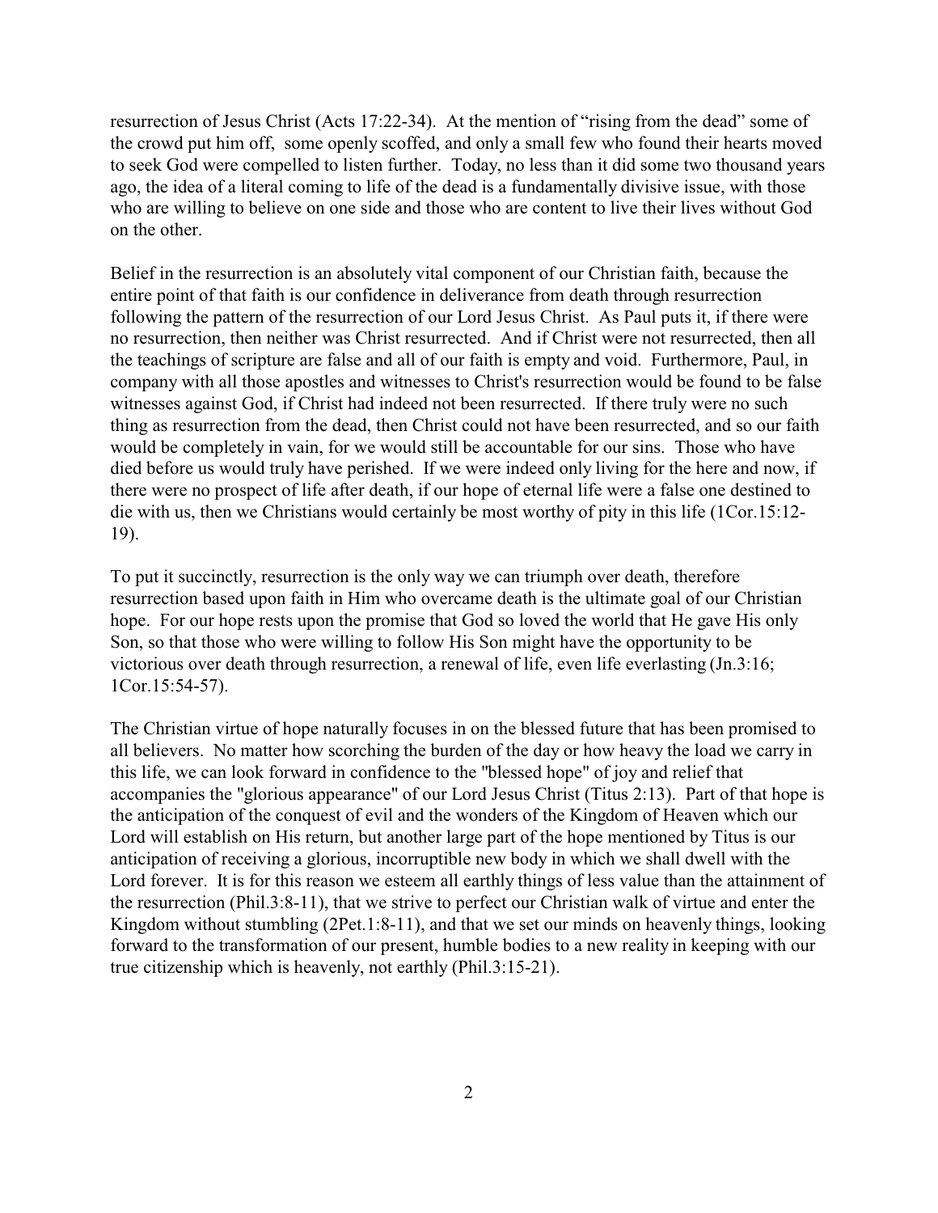resurrection of Jesus Christ (Acts 17:22-34). At the mention of "rising from the dead" some of the crowd put him off, some openly scoffed, and only a small few who found their hearts moved to seek God were compelled to listen further. Today, no less than it did some two thousand years ago, the idea of a literal coming to life of the dead is a fundamentally divisive issue, with those who are willing to believe on one side and those who are content to live their lives without God on the other.

Belief in the resurrection is an absolutely vital component of our Christian faith, because the entire point of that faith is our confidence in deliverance from death through resurrection following the pattern of the resurrection of our Lord Jesus Christ. As Paul puts it, if there were no resurrection, then neither was Christ resurrected. And if Christ were not resurrected, then all the teachings of scripture are false and all of our faith is empty and void. Furthermore, Paul, in company with all those apostles and witnesses to Christ's resurrection would be found to be false witnesses against God, if Christ had indeed not been resurrected. If there truly were no such thing as resurrection from the dead, then Christ could not have been resurrected, and so our faith would be completely in vain, for we would still be accountable for our sins. Those who have died before us would truly have perished. If we were indeed only living for the here and now, if there were no prospect of life after death, if our hope of eternal life were a false one destined to die with us, then we Christians would certainly be most worthy of pity in this life (1Cor.15:12-19).

To put it succinctly, resurrection is the only way we can triumph over death, therefore resurrection based upon faith in Him who overcame death is the ultimate goal of our Christian hope. For our hope rests upon the promise that God so loved the world that He gave His only Son, so that those who were willing to follow His Son might have the opportunity to be victorious over death through resurrection, a renewal of life, even life everlasting (Jn.3:16; 1Cor.15:54-57).

The Christian virtue of hope naturally focuses in on the blessed future that has been promised to all believers. No matter how scorching the burden of the day or how heavy the load we carry in this life, we can look forward in confidence to the "blessed hope" of joy and relief that accompanies the "glorious appearance" of our Lord Jesus Christ (Titus 2:13). Part of that hope is the anticipation of the conquest of evil and the wonders of the Kingdom of Heaven which our Lord will establish on His return, but another large part of the hope mentioned by Titus is our anticipation of receiving a glorious, incorruptible new body in which we shall dwell with the Lord forever. It is for this reason we esteem all earthly things of less value than the attainment of the resurrection (Phil.3:8-11), that we strive to perfect our Christian walk of virtue and enter the Kingdom without stumbling (2Pet.1:8-11), and that we set our minds on heavenly things, looking forward to the transformation of our present, humble bodies to a new reality in keeping with our true citizenship which is heavenly, not earthly (Phil.3:15-21).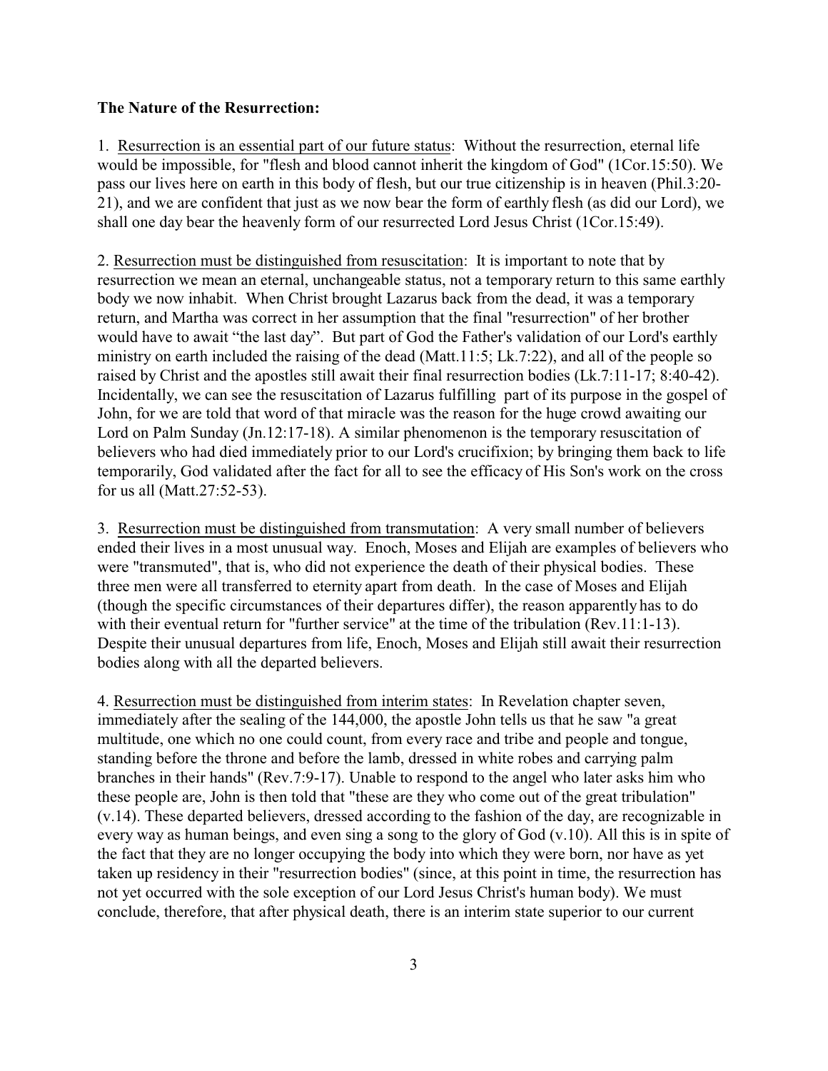**The Nature of the Resurrection:**

1. <u>Resurrection is an essential part of our future status</u>: Without the resurrection, eternal life would be impossible, for "flesh and blood cannot inherit the kingdom of God" (1Cor.15:50). We pass our lives here on earth in this body of flesh, but our true citizenship is in heaven (Phil.3:20-21), and we are confident that just as we now bear the form of earthly flesh (as did our Lord), we shall one day bear the heavenly form of our resurrected Lord Jesus Christ (1Cor.15:49).

2. <u>Resurrection must be distinguished from resuscitation</u>: It is important to note that by resurrection we mean an eternal, unchangeable status, not a temporary return to this same earthly body we now inhabit. When Christ brought Lazarus back from the dead, it was a temporary return, and Martha was correct in her assumption that the final "resurrection" of her brother would have to await "the last day". But part of God the Father's validation of our Lord's earthly ministry on earth included the raising of the dead (Matt.11:5; Lk.7:22), and all of the people so raised by Christ and the apostles still await their final resurrection bodies (Lk.7:11-17; 8:40-42). Incidentally, we can see the resuscitation of Lazarus fulfilling part of its purpose in the gospel of John, for we are told that word of that miracle was the reason for the huge crowd awaiting our Lord on Palm Sunday (Jn.12:17-18). A similar phenomenon is the temporary resuscitation of believers who had died immediately prior to our Lord's crucifixion; by bringing them back to life temporarily, God validated after the fact for all to see the efficacy of His Son's work on the cross for us all (Matt.27:52-53).

3. <u>Resurrection must be distinguished from transmutation</u>: A very small number of believers ended their lives in a most unusual way. Enoch, Moses and Elijah are examples of believers who were "transmuted", that is, who did not experience the death of their physical bodies. These three men were all transferred to eternity apart from death. In the case of Moses and Elijah (though the specific circumstances of their departures differ), the reason apparently has to do with their eventual return for "further service" at the time of the tribulation (Rev.11:1-13). Despite their unusual departures from life, Enoch, Moses and Elijah still await their resurrection bodies along with all the departed believers.

4. <u>Resurrection must be distinguished from interim states</u>: In Revelation chapter seven, immediately after the sealing of the 144,000, the apostle John tells us that he saw "a great multitude, one which no one could count, from every race and tribe and people and tongue, standing before the throne and before the lamb, dressed in white robes and carrying palm branches in their hands" (Rev.7:9-17). Unable to respond to the angel who later asks him who these people are, John is then told that "these are they who come out of the great tribulation" (v.14). These departed believers, dressed according to the fashion of the day, are recognizable in every way as human beings, and even sing a song to the glory of God (v.10). All this is in spite of the fact that they are no longer occupying the body into which they were born, nor have as yet taken up residency in their "resurrection bodies" (since, at this point in time, the resurrection has not yet occurred with the sole exception of our Lord Jesus Christ's human body). We must conclude, therefore, that after physical death, there is an interim state superior to our current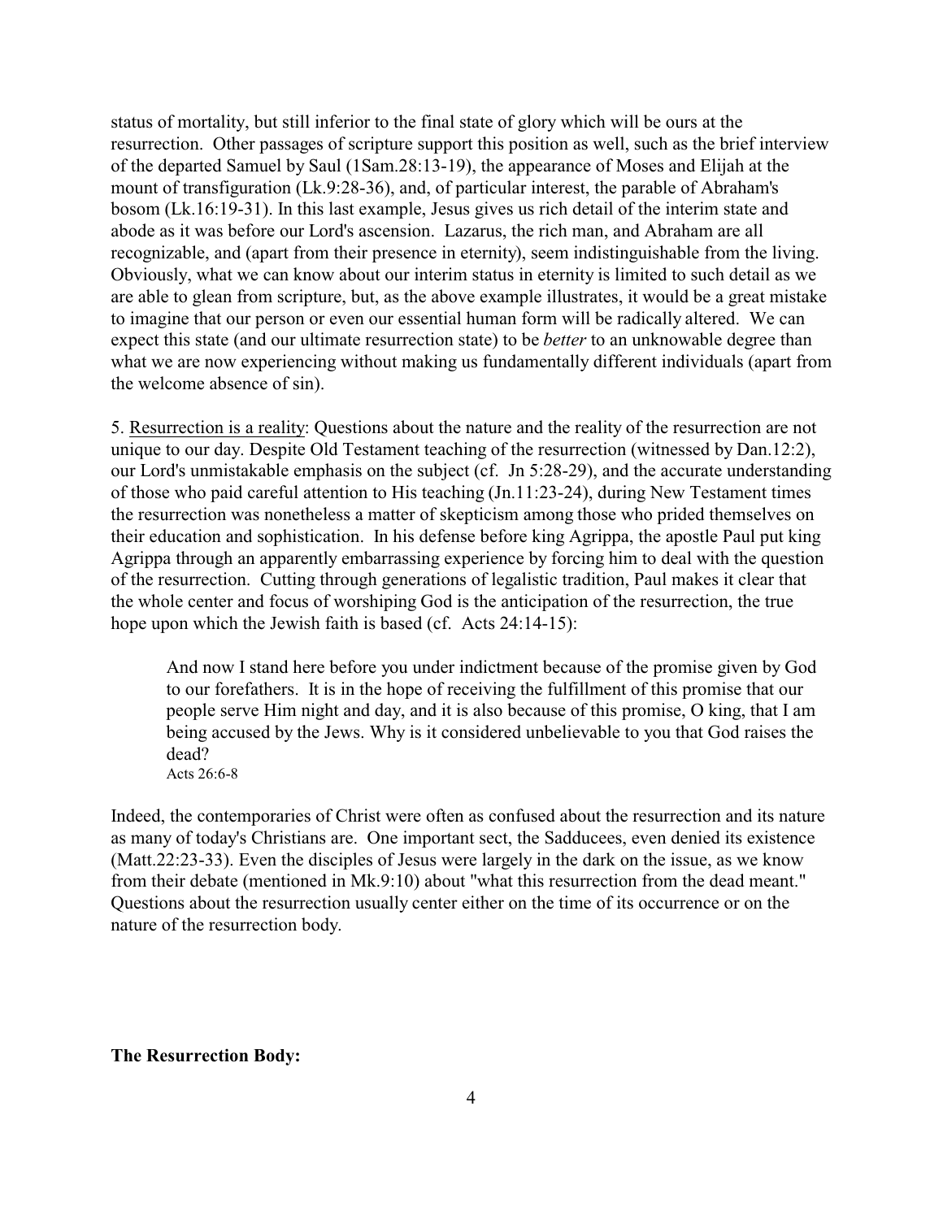status of mortality, but still inferior to the final state of glory which will be ours at the resurrection. Other passages of scripture support this position as well, such as the brief interview of the departed Samuel by Saul (1Sam.28:13-19), the appearance of Moses and Elijah at the mount of transfiguration (Lk.9:28-36), and, of particular interest, the parable of Abraham's bosom (Lk.16:19-31). In this last example, Jesus gives us rich detail of the interim state and abode as it was before our Lord's ascension. Lazarus, the rich man, and Abraham are all recognizable, and (apart from their presence in eternity), seem indistinguishable from the living. Obviously, what we can know about our interim status in eternity is limited to such detail as we are able to glean from scripture, but, as the above example illustrates, it would be a great mistake to imagine that our person or even our essential human form will be radically altered. We can expect this state (and our ultimate resurrection state) to be *better* to an unknowable degree than what we are now experiencing without making us fundamentally different individuals (apart from the welcome absence of sin).

5. <u>Resurrection is a reality</u>: Questions about the nature and the reality of the resurrection are not unique to our day. Despite Old Testament teaching of the resurrection (witnessed by Dan.12:2), our Lord's unmistakable emphasis on the subject (cf. Jn 5:28-29), and the accurate understanding of those who paid careful attention to His teaching (Jn.11:23-24), during New Testament times the resurrection was nonetheless a matter of skepticism among those who prided themselves on their education and sophistication. In his defense before king Agrippa, the apostle Paul put king Agrippa through an apparently embarrassing experience by forcing him to deal with the question of the resurrection. Cutting through generations of legalistic tradition, Paul makes it clear that the whole center and focus of worshiping God is the anticipation of the resurrection, the true hope upon which the Jewish faith is based (cf. Acts 24:14-15):

> And now I stand here before you under indictment because of the promise given by God to our forefathers. It is in the hope of receiving the fulfillment of this promise that our people serve Him night and day, and it is also because of this promise, O king, that I am being accused by the Jews. Why is it considered unbelievable to you that God raises the dead?
> Acts 26:6-8

Indeed, the contemporaries of Christ were often as confused about the resurrection and its nature as many of today's Christians are. One important sect, the Sadducees, even denied its existence (Matt.22:23-33). Even the disciples of Jesus were largely in the dark on the issue, as we know from their debate (mentioned in Mk.9:10) about "what this resurrection from the dead meant." Questions about the resurrection usually center either on the time of its occurrence or on the nature of the resurrection body.

**The Resurrection Body:**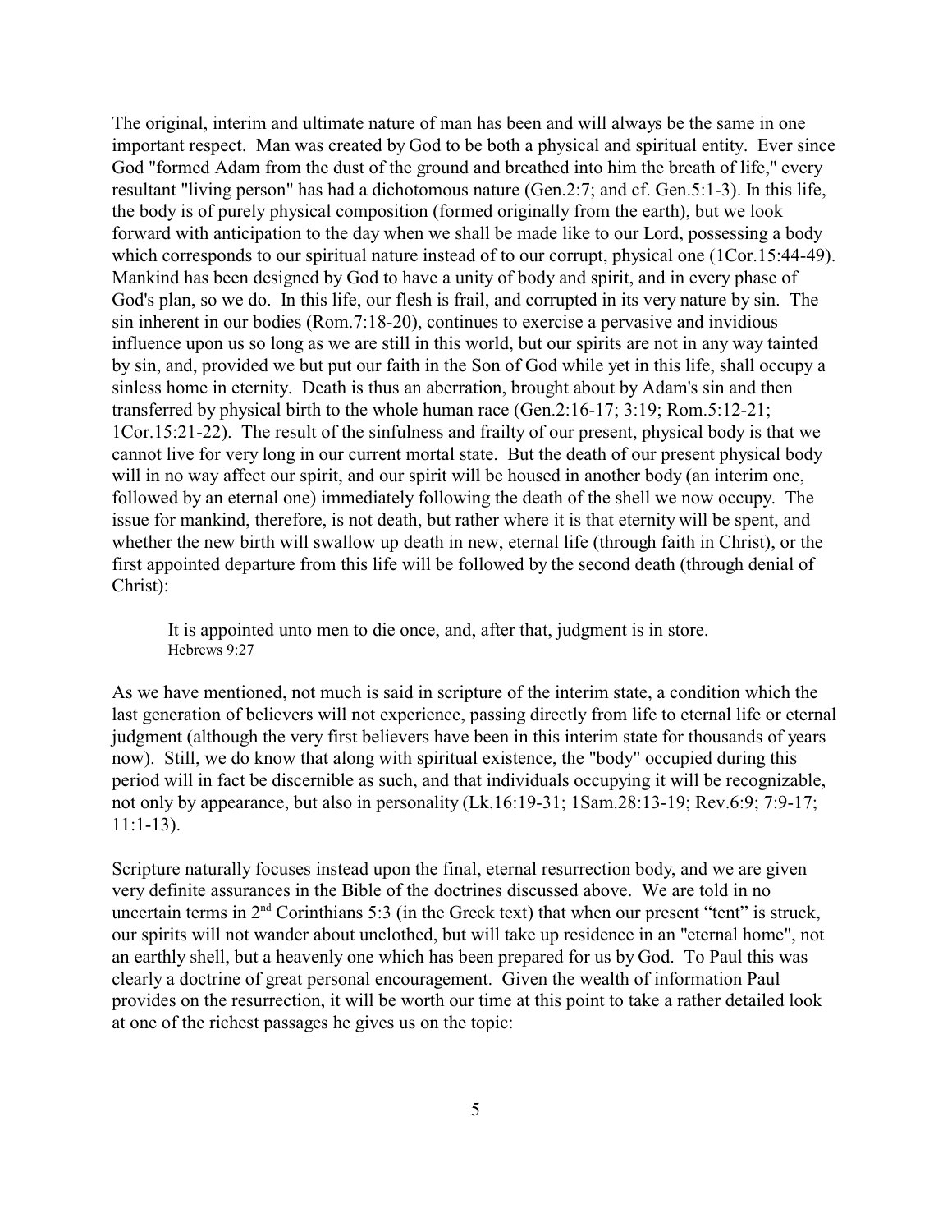The original, interim and ultimate nature of man has been and will always be the same in one important respect. Man was created by God to be both a physical and spiritual entity. Ever since God "formed Adam from the dust of the ground and breathed into him the breath of life," every resultant "living person" has had a dichotomous nature (Gen.2:7; and cf. Gen.5:1-3). In this life, the body is of purely physical composition (formed originally from the earth), but we look forward with anticipation to the day when we shall be made like to our Lord, possessing a body which corresponds to our spiritual nature instead of to our corrupt, physical one (1Cor.15:44-49). Mankind has been designed by God to have a unity of body and spirit, and in every phase of God's plan, so we do. In this life, our flesh is frail, and corrupted in its very nature by sin. The sin inherent in our bodies (Rom.7:18-20), continues to exercise a pervasive and invidious influence upon us so long as we are still in this world, but our spirits are not in any way tainted by sin, and, provided we but put our faith in the Son of God while yet in this life, shall occupy a sinless home in eternity. Death is thus an aberration, brought about by Adam's sin and then transferred by physical birth to the whole human race (Gen.2:16-17; 3:19; Rom.5:12-21; 1Cor.15:21-22). The result of the sinfulness and frailty of our present, physical body is that we cannot live for very long in our current mortal state. But the death of our present physical body will in no way affect our spirit, and our spirit will be housed in another body (an interim one, followed by an eternal one) immediately following the death of the shell we now occupy. The issue for mankind, therefore, is not death, but rather where it is that eternity will be spent, and whether the new birth will swallow up death in new, eternal life (through faith in Christ), or the first appointed departure from this life will be followed by the second death (through denial of Christ):

> It is appointed unto men to die once, and, after that, judgment is in store.
> Hebrews 9:27

As we have mentioned, not much is said in scripture of the interim state, a condition which the last generation of believers will not experience, passing directly from life to eternal life or eternal judgment (although the very first believers have been in this interim state for thousands of years now). Still, we do know that along with spiritual existence, the "body" occupied during this period will in fact be discernible as such, and that individuals occupying it will be recognizable, not only by appearance, but also in personality (Lk.16:19-31; 1Sam.28:13-19; Rev.6:9; 7:9-17; 11:1-13).

Scripture naturally focuses instead upon the final, eternal resurrection body, and we are given very definite assurances in the Bible of the doctrines discussed above. We are told in no uncertain terms in 2nd Corinthians 5:3 (in the Greek text) that when our present "tent" is struck, our spirits will not wander about unclothed, but will take up residence in an "eternal home", not an earthly shell, but a heavenly one which has been prepared for us by God. To Paul this was clearly a doctrine of great personal encouragement. Given the wealth of information Paul provides on the resurrection, it will be worth our time at this point to take a rather detailed look at one of the richest passages he gives us on the topic: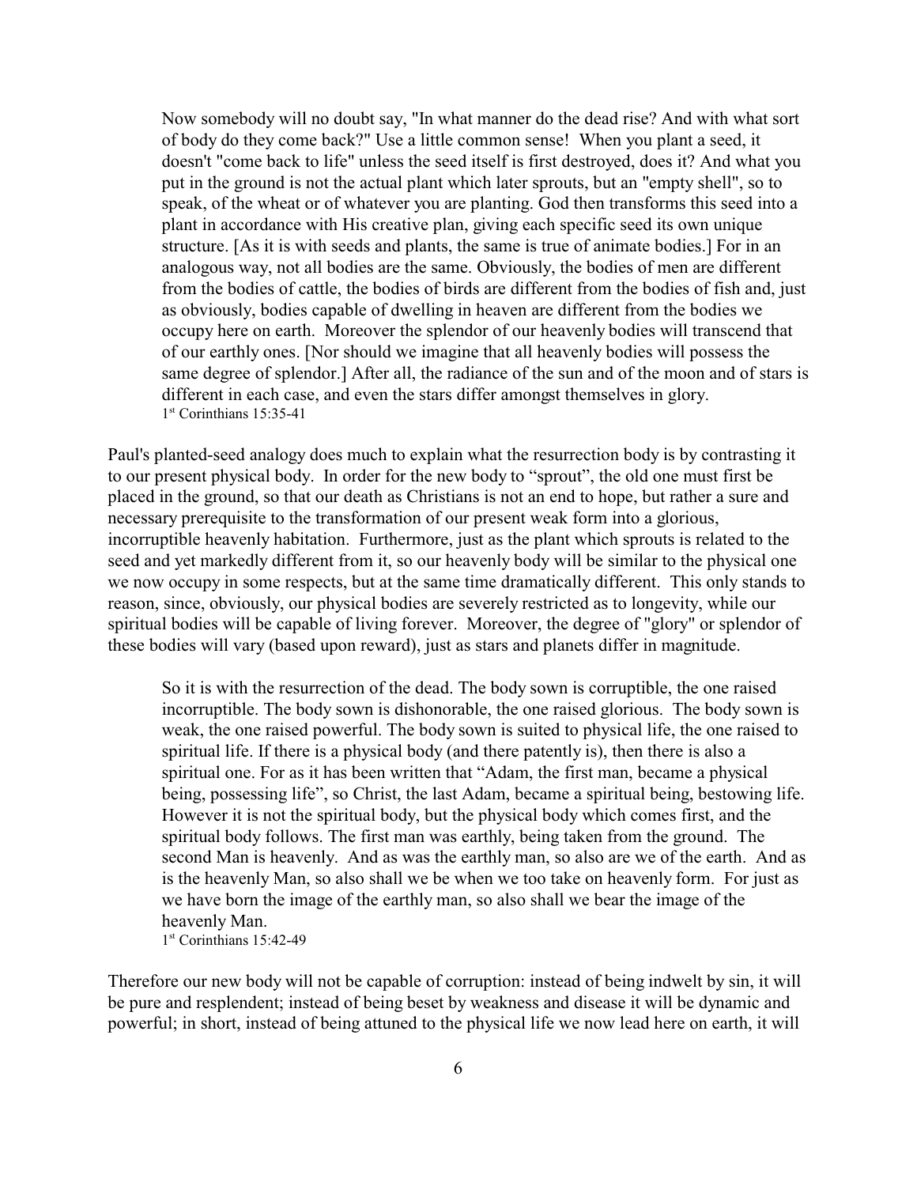> Now somebody will no doubt say, "In what manner do the dead rise? And with what sort of body do they come back?" Use a little common sense! When you plant a seed, it doesn't "come back to life" unless the seed itself is first destroyed, does it? And what you put in the ground is not the actual plant which later sprouts, but an "empty shell", so to speak, of the wheat or of whatever you are planting. God then transforms this seed into a plant in accordance with His creative plan, giving each specific seed its own unique structure. [As it is with seeds and plants, the same is true of animate bodies.] For in an analogous way, not all bodies are the same. Obviously, the bodies of men are different from the bodies of cattle, the bodies of birds are different from the bodies of fish and, just as obviously, bodies capable of dwelling in heaven are different from the bodies we occupy here on earth. Moreover the splendor of our heavenly bodies will transcend that of our earthly ones. [Nor should we imagine that all heavenly bodies will possess the same degree of splendor.] After all, the radiance of the sun and of the moon and of stars is different in each case, and even the stars differ amongst themselves in glory.
> 1st Corinthians 15:35-41

Paul's planted-seed analogy does much to explain what the resurrection body is by contrasting it to our present physical body. In order for the new body to "sprout", the old one must first be placed in the ground, so that our death as Christians is not an end to hope, but rather a sure and necessary prerequisite to the transformation of our present weak form into a glorious, incorruptible heavenly habitation. Furthermore, just as the plant which sprouts is related to the seed and yet markedly different from it, so our heavenly body will be similar to the physical one we now occupy in some respects, but at the same time dramatically different. This only stands to reason, since, obviously, our physical bodies are severely restricted as to longevity, while our spiritual bodies will be capable of living forever. Moreover, the degree of "glory" or splendor of these bodies will vary (based upon reward), just as stars and planets differ in magnitude.

> So it is with the resurrection of the dead. The body sown is corruptible, the one raised incorruptible. The body sown is dishonorable, the one raised glorious. The body sown is weak, the one raised powerful. The body sown is suited to physical life, the one raised to spiritual life. If there is a physical body (and there patently is), then there is also a spiritual one. For as it has been written that "Adam, the first man, became a physical being, possessing life", so Christ, the last Adam, became a spiritual being, bestowing life. However it is not the spiritual body, but the physical body which comes first, and the spiritual body follows. The first man was earthly, being taken from the ground. The second Man is heavenly. And as was the earthly man, so also are we of the earth. And as is the heavenly Man, so also shall we be when we too take on heavenly form. For just as we have born the image of the earthly man, so also shall we bear the image of the heavenly Man.
> 1st Corinthians 15:42-49

Therefore our new body will not be capable of corruption: instead of being indwelt by sin, it will be pure and resplendent; instead of being beset by weakness and disease it will be dynamic and powerful; in short, instead of being attuned to the physical life we now lead here on earth, it will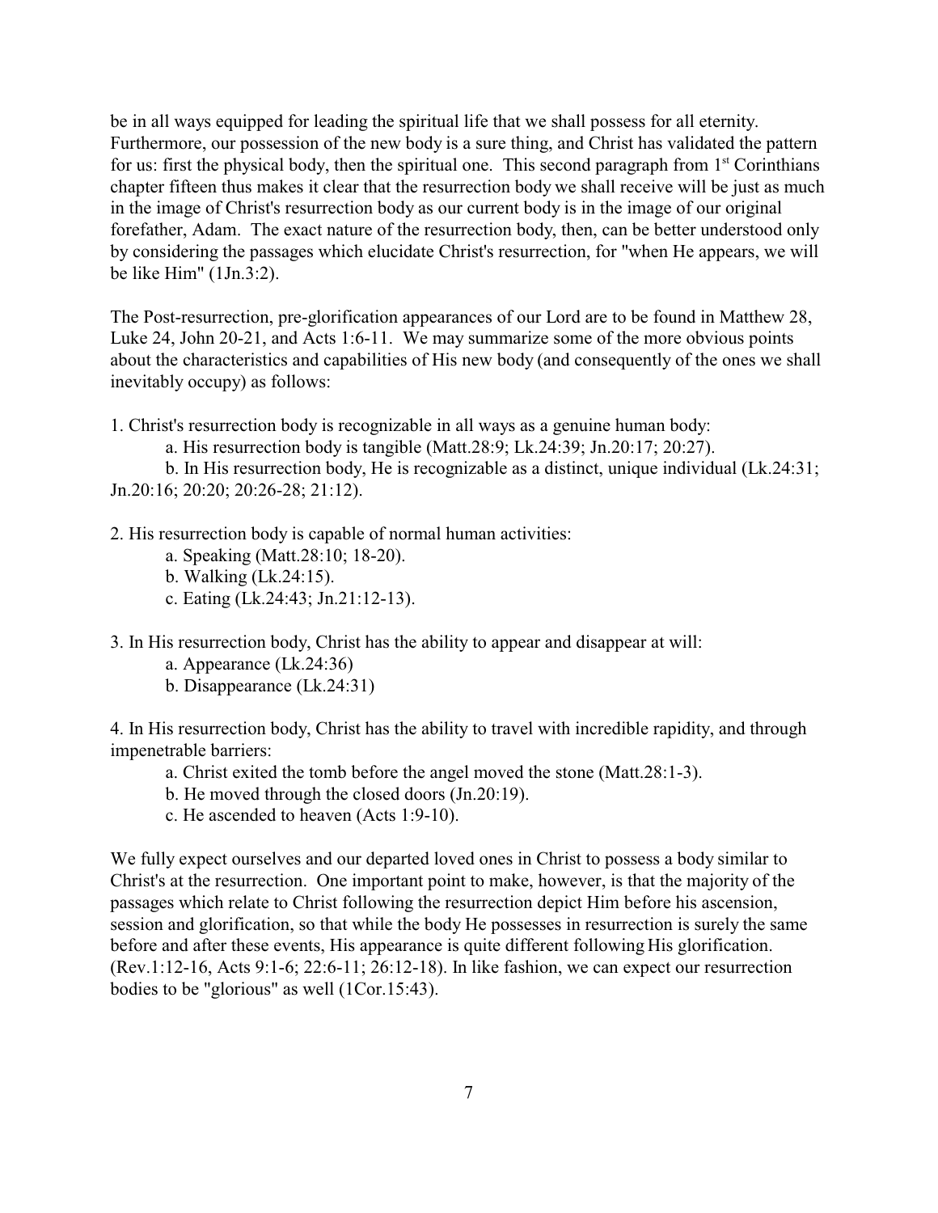be in all ways equipped for leading the spiritual life that we shall possess for all eternity. Furthermore, our possession of the new body is a sure thing, and Christ has validated the pattern for us: first the physical body, then the spiritual one. This second paragraph from 1st Corinthians chapter fifteen thus makes it clear that the resurrection body we shall receive will be just as much in the image of Christ's resurrection body as our current body is in the image of our original forefather, Adam. The exact nature of the resurrection body, then, can be better understood only by considering the passages which elucidate Christ's resurrection, for "when He appears, we will be like Him" (1Jn.3:2).

The Post-resurrection, pre-glorification appearances of our Lord are to be found in Matthew 28, Luke 24, John 20-21, and Acts 1:6-11. We may summarize some of the more obvious points about the characteristics and capabilities of His new body (and consequently of the ones we shall inevitably occupy) as follows:

1. Christ's resurrection body is recognizable in all ways as a genuine human body:
    a. His resurrection body is tangible (Matt.28:9; Lk.24:39; Jn.20:17; 20:27).
    b. In His resurrection body, He is recognizable as a distinct, unique individual (Lk.24:31; Jn.20:16; 20:20; 20:26-28; 21:12).

2. His resurrection body is capable of normal human activities:
    a. Speaking (Matt.28:10; 18-20).
    b. Walking (Lk.24:15).
    c. Eating (Lk.24:43; Jn.21:12-13).

3. In His resurrection body, Christ has the ability to appear and disappear at will:
    a. Appearance (Lk.24:36)
    b. Disappearance (Lk.24:31)

4. In His resurrection body, Christ has the ability to travel with incredible rapidity, and through impenetrable barriers:
    a. Christ exited the tomb before the angel moved the stone (Matt.28:1-3).
    b. He moved through the closed doors (Jn.20:19).
    c. He ascended to heaven (Acts 1:9-10).

We fully expect ourselves and our departed loved ones in Christ to possess a body similar to Christ's at the resurrection. One important point to make, however, is that the majority of the passages which relate to Christ following the resurrection depict Him before his ascension, session and glorification, so that while the body He possesses in resurrection is surely the same before and after these events, His appearance is quite different following His glorification. (Rev.1:12-16, Acts 9:1-6; 22:6-11; 26:12-18). In like fashion, we can expect our resurrection bodies to be "glorious" as well (1Cor.15:43).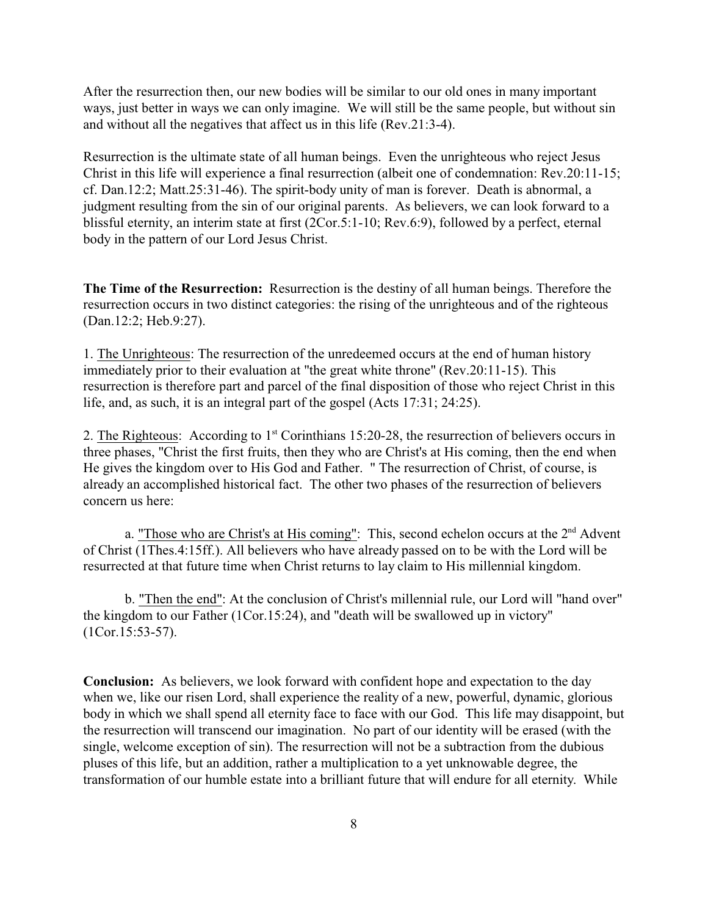After the resurrection then, our new bodies will be similar to our old ones in many important ways, just better in ways we can only imagine. We will still be the same people, but without sin and without all the negatives that affect us in this life (Rev.21:3-4).

Resurrection is the ultimate state of all human beings. Even the unrighteous who reject Jesus Christ in this life will experience a final resurrection (albeit one of condemnation: Rev.20:11-15; cf. Dan.12:2; Matt.25:31-46). The spirit-body unity of man is forever. Death is abnormal, a judgment resulting from the sin of our original parents. As believers, we can look forward to a blissful eternity, an interim state at first (2Cor.5:1-10; Rev.6:9), followed by a perfect, eternal body in the pattern of our Lord Jesus Christ.

**The Time of the Resurrection:** Resurrection is the destiny of all human beings. Therefore the resurrection occurs in two distinct categories: the rising of the unrighteous and of the righteous (Dan.12:2; Heb.9:27).

1. <u>The Unrighteous</u>: The resurrection of the unredeemed occurs at the end of human history immediately prior to their evaluation at "the great white throne" (Rev.20:11-15). This resurrection is therefore part and parcel of the final disposition of those who reject Christ in this life, and, as such, it is an integral part of the gospel (Acts 17:31; 24:25).

2. <u>The Righteous</u>: According to 1st Corinthians 15:20-28, the resurrection of believers occurs in three phases, "Christ the first fruits, then they who are Christ's at His coming, then the end when He gives the kingdom over to His God and Father. " The resurrection of Christ, of course, is already an accomplished historical fact. The other two phases of the resurrection of believers concern us here:

a. <u>"Those who are Christ's at His coming"</u>: This, second echelon occurs at the 2nd Advent of Christ (1Thes.4:15ff.). All believers who have already passed on to be with the Lord will be resurrected at that future time when Christ returns to lay claim to His millennial kingdom.

b. <u>"Then the end"</u>: At the conclusion of Christ's millennial rule, our Lord will "hand over" the kingdom to our Father (1Cor.15:24), and "death will be swallowed up in victory" (1Cor.15:53-57).

**Conclusion:** As believers, we look forward with confident hope and expectation to the day when we, like our risen Lord, shall experience the reality of a new, powerful, dynamic, glorious body in which we shall spend all eternity face to face with our God. This life may disappoint, but the resurrection will transcend our imagination. No part of our identity will be erased (with the single, welcome exception of sin). The resurrection will not be a subtraction from the dubious pluses of this life, but an addition, rather a multiplication to a yet unknowable degree, the transformation of our humble estate into a brilliant future that will endure for all eternity. While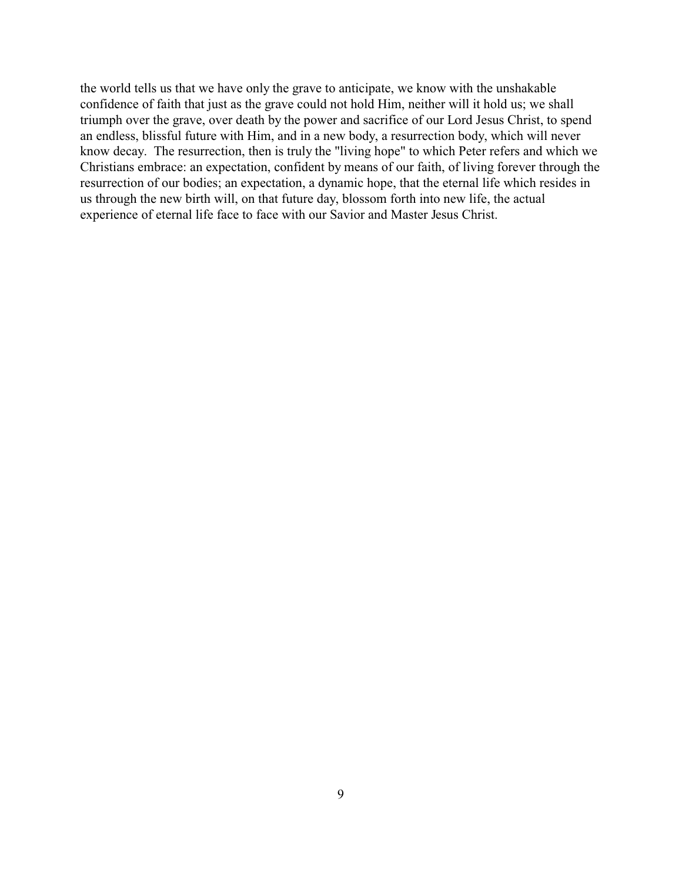the world tells us that we have only the grave to anticipate, we know with the unshakable confidence of faith that just as the grave could not hold Him, neither will it hold us; we shall triumph over the grave, over death by the power and sacrifice of our Lord Jesus Christ, to spend an endless, blissful future with Him, and in a new body, a resurrection body, which will never know decay. The resurrection, then is truly the "living hope" to which Peter refers and which we Christians embrace: an expectation, confident by means of our faith, of living forever through the resurrection of our bodies; an expectation, a dynamic hope, that the eternal life which resides in us through the new birth will, on that future day, blossom forth into new life, the actual experience of eternal life face to face with our Savior and Master Jesus Christ.